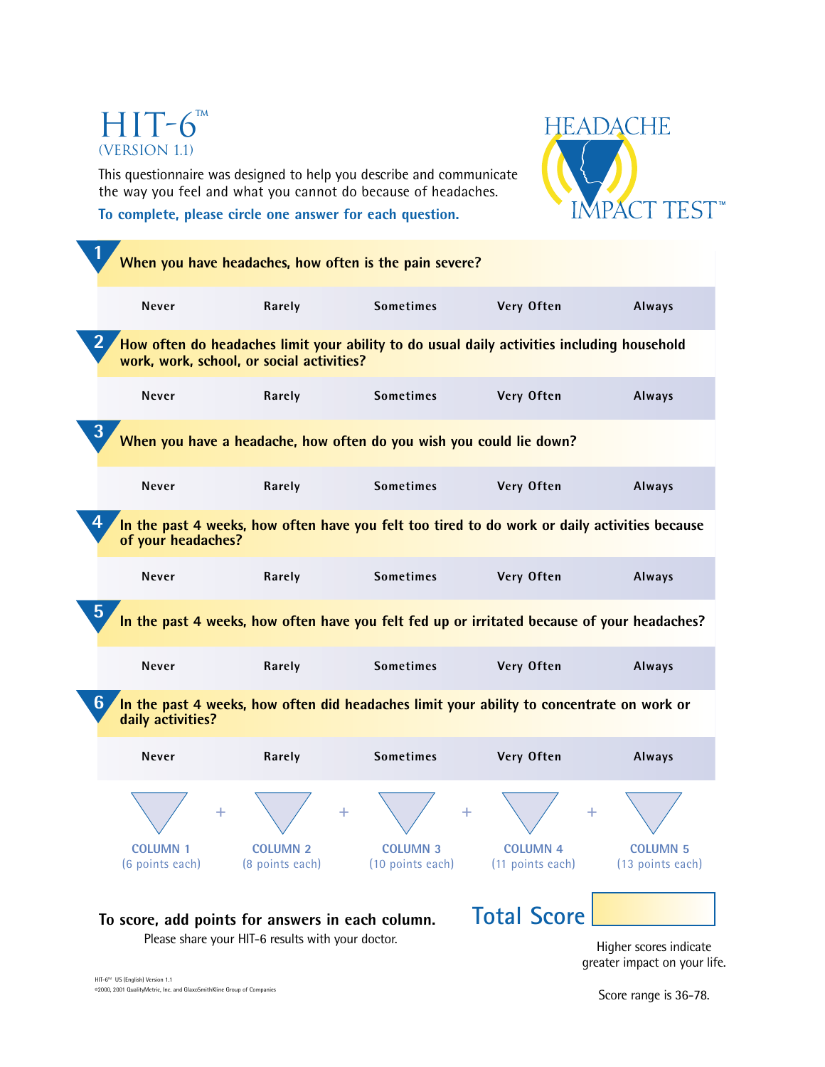# HIT-6™

(VERSION 1.1)

This questionnaire was designed to help you describe and communicate the way you feel and what you cannot do because of headaches.

**To complete, please circle one answer for each question.**

HEADACHE IMPACT TEST™

**1** **When you have headaches, how often is the pain severe?**

| Never | Rarely | Sometimes | Very Often | Always |
|---|---|---|---|---|

**2** **How often do headaches limit your ability to do usual daily activities including household work, work, school, or social activities?**

| Never | Rarely | Sometimes | Very Often | Always |
|---|---|---|---|---|

**3** **When you have a headache, how often do you wish you could lie down?**

| Never | Rarely | Sometimes | Very Often | Always |
|---|---|---|---|---|

**4** **In the past 4 weeks, how often have you felt too tired to do work or daily activities because of your headaches?**

| Never | Rarely | Sometimes | Very Often | Always |
|---|---|---|---|---|

**5** **In the past 4 weeks, how often have you felt fed up or irritated because of your headaches?**

| Never | Rarely | Sometimes | Very Often | Always |
|---|---|---|---|---|

**6** **In the past 4 weeks, how often did headaches limit your ability to concentrate on work or daily activities?**

| Never | Rarely | Sometimes | Very Often | Always |
|---|---|---|---|---|

| COLUMN 1 (6 points each) | + | COLUMN 2 (8 points each) | + | COLUMN 3 (10 points each) | + | COLUMN 4 (11 points each) | + | COLUMN 5 (13 points each) |
|---|---|---|---|---|---|---|---|---|

**To score, add points for answers in each column.**

Please share your HIT-6 results with your doctor.

**Total Score**

Higher scores indicate greater impact on your life.

Score range is 36-78.

HIT-6™ US (English) Version 1.1

©2000, 2001 QualityMetric, Inc. and GlaxoSmithKline Group of Companies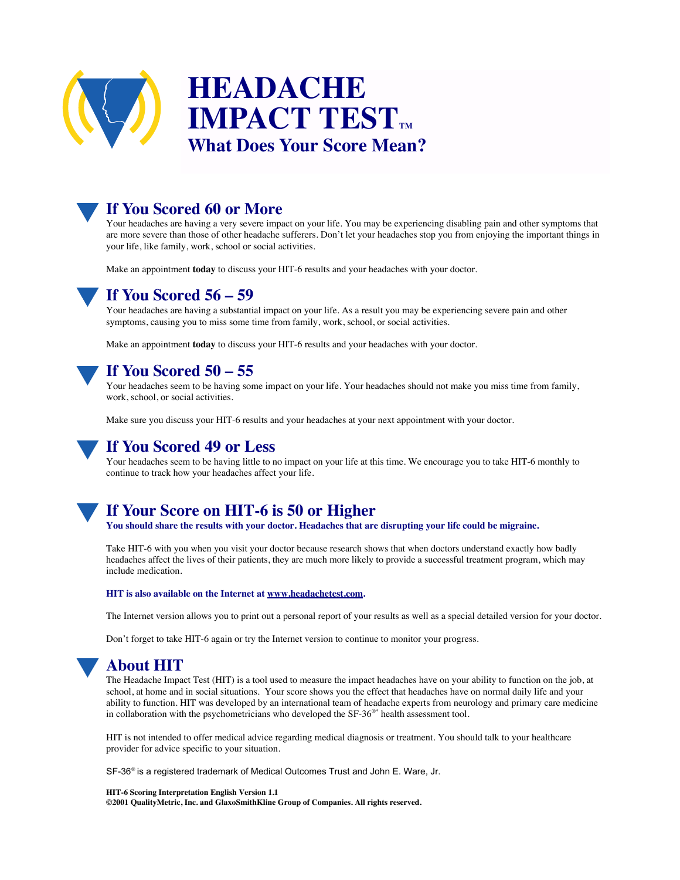# HEADACHE IMPACT TEST™

## What Does Your Score Mean?

## If You Scored 60 or More

Your headaches are having a very severe impact on your life. You may be experiencing disabling pain and other symptoms that are more severe than those of other headache sufferers. Don't let your headaches stop you from enjoying the important things in your life, like family, work, school or social activities.

Make an appointment **today** to discuss your HIT-6 results and your headaches with your doctor.

## If You Scored 56 – 59

Your headaches are having a substantial impact on your life. As a result you may be experiencing severe pain and other symptoms, causing you to miss some time from family, work, school, or social activities.

Make an appointment **today** to discuss your HIT-6 results and your headaches with your doctor.

## If You Scored 50 – 55

Your headaches seem to be having some impact on your life. Your headaches should not make you miss time from family, work, school, or social activities.

Make sure you discuss your HIT-6 results and your headaches at your next appointment with your doctor.

## If You Scored 49 or Less

Your headaches seem to be having little to no impact on your life at this time. We encourage you to take HIT-6 monthly to continue to track how your headaches affect your life.

## If Your Score on HIT-6 is 50 or Higher

**You should share the results with your doctor. Headaches that are disrupting your life could be migraine.**

Take HIT-6 with you when you visit your doctor because research shows that when doctors understand exactly how badly headaches affect the lives of their patients, they are much more likely to provide a successful treatment program, which may include medication.

**HIT is also available on the Internet at www.headachetest.com.**

The Internet version allows you to print out a personal report of your results as well as a special detailed version for your doctor.

Don't forget to take HIT-6 again or try the Internet version to continue to monitor your progress.

## About HIT

The Headache Impact Test (HIT) is a tool used to measure the impact headaches have on your ability to function on the job, at school, at home and in social situations. Your score shows you the effect that headaches have on normal daily life and your ability to function. HIT was developed by an international team of headache experts from neurology and primary care medicine in collaboration with the psychometricians who developed the SF-36®* health assessment tool.

HIT is not intended to offer medical advice regarding medical diagnosis or treatment. You should talk to your healthcare provider for advice specific to your situation.

SF-36® is a registered trademark of Medical Outcomes Trust and John E. Ware, Jr.

**HIT-6 Scoring Interpretation English Version 1.1**
**©2001 QualityMetric, Inc. and GlaxoSmithKline Group of Companies. All rights reserved.**